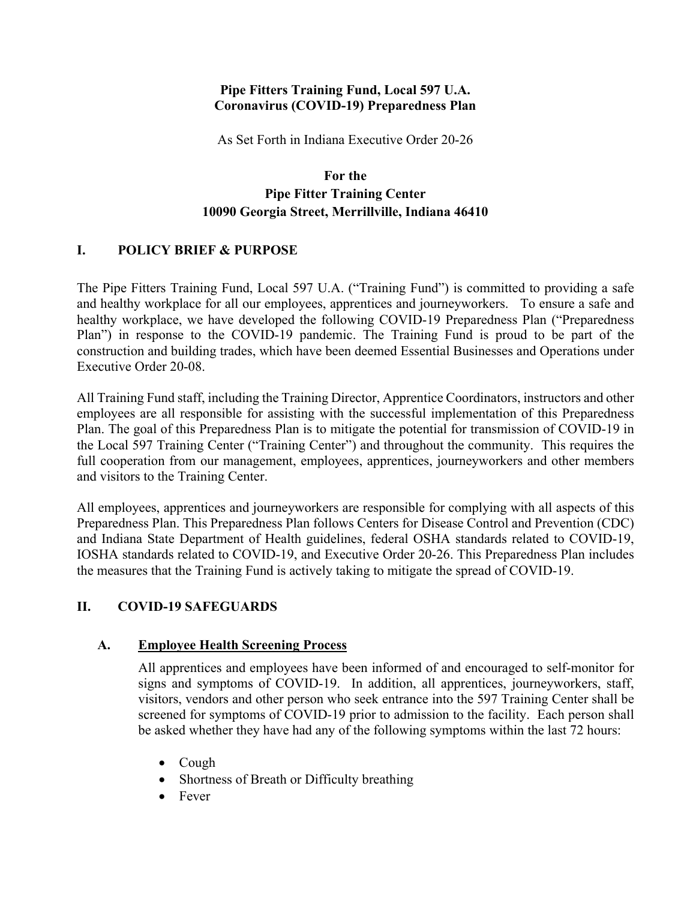**Pipe Fitters Training Fund, Local 597 U.A.**
**Coronavirus (COVID-19) Preparedness Plan**

As Set Forth in Indiana Executive Order 20-26

**For the**
**Pipe Fitter Training Center**
**10090 Georgia Street, Merrillville, Indiana 46410**

## I. POLICY BRIEF & PURPOSE

The Pipe Fitters Training Fund, Local 597 U.A. ("Training Fund") is committed to providing a safe and healthy workplace for all our employees, apprentices and journeyworkers. To ensure a safe and healthy workplace, we have developed the following COVID-19 Preparedness Plan ("Preparedness Plan") in response to the COVID-19 pandemic. The Training Fund is proud to be part of the construction and building trades, which have been deemed Essential Businesses and Operations under Executive Order 20-08.

All Training Fund staff, including the Training Director, Apprentice Coordinators, instructors and other employees are all responsible for assisting with the successful implementation of this Preparedness Plan. The goal of this Preparedness Plan is to mitigate the potential for transmission of COVID-19 in the Local 597 Training Center ("Training Center") and throughout the community. This requires the full cooperation from our management, employees, apprentices, journeyworkers and other members and visitors to the Training Center.

All employees, apprentices and journeyworkers are responsible for complying with all aspects of this Preparedness Plan. This Preparedness Plan follows Centers for Disease Control and Prevention (CDC) and Indiana State Department of Health guidelines, federal OSHA standards related to COVID-19, IOSHA standards related to COVID-19, and Executive Order 20-26. This Preparedness Plan includes the measures that the Training Fund is actively taking to mitigate the spread of COVID-19.

## II. COVID-19 SAFEGUARDS

### A. Employee Health Screening Process

All apprentices and employees have been informed of and encouraged to self-monitor for signs and symptoms of COVID-19. In addition, all apprentices, journeyworkers, staff, visitors, vendors and other person who seek entrance into the 597 Training Center shall be screened for symptoms of COVID-19 prior to admission to the facility. Each person shall be asked whether they have had any of the following symptoms within the last 72 hours:

- Cough
- Shortness of Breath or Difficulty breathing
- Fever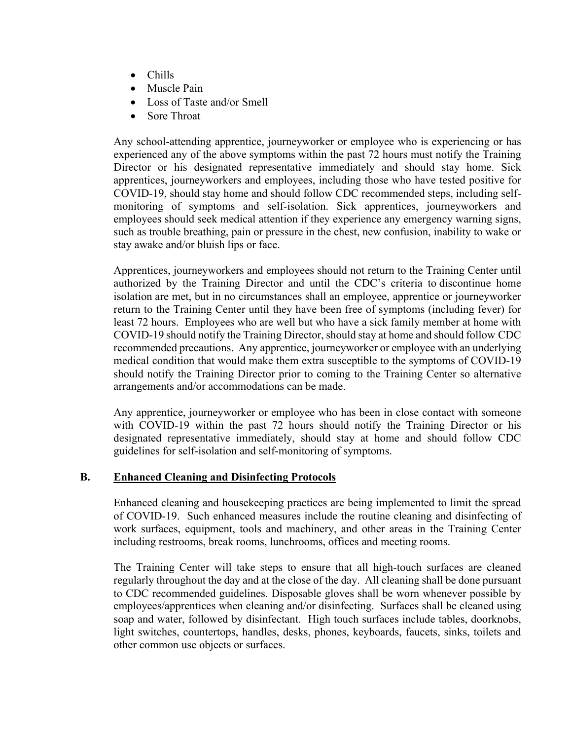- Chills
- Muscle Pain
- Loss of Taste and/or Smell
- Sore Throat

Any school-attending apprentice, journeyworker or employee who is experiencing or has experienced any of the above symptoms within the past 72 hours must notify the Training Director or his designated representative immediately and should stay home. Sick apprentices, journeyworkers and employees, including those who have tested positive for COVID-19, should stay home and should follow CDC recommended steps, including self-monitoring of symptoms and self-isolation. Sick apprentices, journeyworkers and employees should seek medical attention if they experience any emergency warning signs, such as trouble breathing, pain or pressure in the chest, new confusion, inability to wake or stay awake and/or bluish lips or face.

Apprentices, journeyworkers and employees should not return to the Training Center until authorized by the Training Director and until the CDC's criteria to discontinue home isolation are met, but in no circumstances shall an employee, apprentice or journeyworker return to the Training Center until they have been free of symptoms (including fever) for least 72 hours. Employees who are well but who have a sick family member at home with COVID-19 should notify the Training Director, should stay at home and should follow CDC recommended precautions. Any apprentice, journeyworker or employee with an underlying medical condition that would make them extra susceptible to the symptoms of COVID-19 should notify the Training Director prior to coming to the Training Center so alternative arrangements and/or accommodations can be made.

Any apprentice, journeyworker or employee who has been in close contact with someone with COVID-19 within the past 72 hours should notify the Training Director or his designated representative immediately, should stay at home and should follow CDC guidelines for self-isolation and self-monitoring of symptoms.

## B. Enhanced Cleaning and Disinfecting Protocols

Enhanced cleaning and housekeeping practices are being implemented to limit the spread of COVID-19. Such enhanced measures include the routine cleaning and disinfecting of work surfaces, equipment, tools and machinery, and other areas in the Training Center including restrooms, break rooms, lunchrooms, offices and meeting rooms.

The Training Center will take steps to ensure that all high-touch surfaces are cleaned regularly throughout the day and at the close of the day. All cleaning shall be done pursuant to CDC recommended guidelines. Disposable gloves shall be worn whenever possible by employees/apprentices when cleaning and/or disinfecting. Surfaces shall be cleaned using soap and water, followed by disinfectant. High touch surfaces include tables, doorknobs, light switches, countertops, handles, desks, phones, keyboards, faucets, sinks, toilets and other common use objects or surfaces.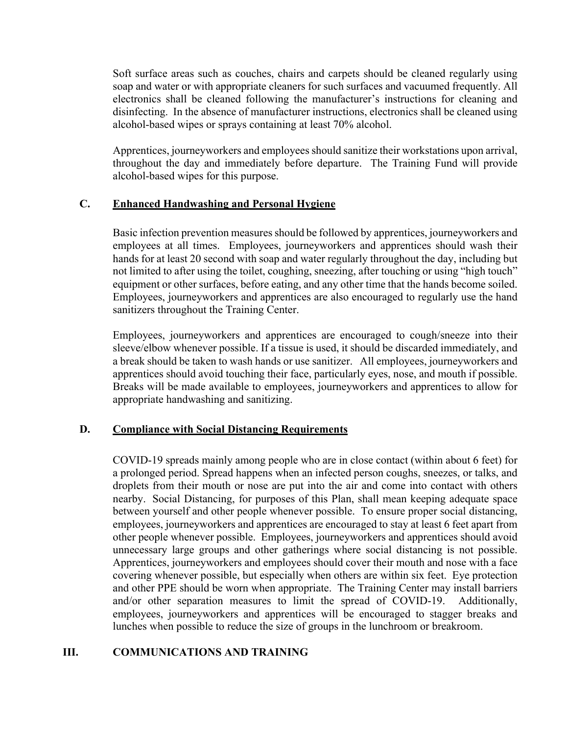Soft surface areas such as couches, chairs and carpets should be cleaned regularly using soap and water or with appropriate cleaners for such surfaces and vacuumed frequently. All electronics shall be cleaned following the manufacturer's instructions for cleaning and disinfecting. In the absence of manufacturer instructions, electronics shall be cleaned using alcohol-based wipes or sprays containing at least 70% alcohol.

Apprentices, journeyworkers and employees should sanitize their workstations upon arrival, throughout the day and immediately before departure. The Training Fund will provide alcohol-based wipes for this purpose.

### C. <u>Enhanced Handwashing and Personal Hygiene</u>

Basic infection prevention measures should be followed by apprentices, journeyworkers and employees at all times. Employees, journeyworkers and apprentices should wash their hands for at least 20 second with soap and water regularly throughout the day, including but not limited to after using the toilet, coughing, sneezing, after touching or using "high touch" equipment or other surfaces, before eating, and any other time that the hands become soiled. Employees, journeyworkers and apprentices are also encouraged to regularly use the hand sanitizers throughout the Training Center.

Employees, journeyworkers and apprentices are encouraged to cough/sneeze into their sleeve/elbow whenever possible. If a tissue is used, it should be discarded immediately, and a break should be taken to wash hands or use sanitizer. All employees, journeyworkers and apprentices should avoid touching their face, particularly eyes, nose, and mouth if possible. Breaks will be made available to employees, journeyworkers and apprentices to allow for appropriate handwashing and sanitizing.

### D. <u>Compliance with Social Distancing Requirements</u>

COVID-19 spreads mainly among people who are in close contact (within about 6 feet) for a prolonged period. Spread happens when an infected person coughs, sneezes, or talks, and droplets from their mouth or nose are put into the air and come into contact with others nearby. Social Distancing, for purposes of this Plan, shall mean keeping adequate space between yourself and other people whenever possible. To ensure proper social distancing, employees, journeyworkers and apprentices are encouraged to stay at least 6 feet apart from other people whenever possible. Employees, journeyworkers and apprentices should avoid unnecessary large groups and other gatherings where social distancing is not possible. Apprentices, journeyworkers and employees should cover their mouth and nose with a face covering whenever possible, but especially when others are within six feet. Eye protection and other PPE should be worn when appropriate. The Training Center may install barriers and/or other separation measures to limit the spread of COVID-19. Additionally, employees, journeyworkers and apprentices will be encouraged to stagger breaks and lunches when possible to reduce the size of groups in the lunchroom or breakroom.

## III. COMMUNICATIONS AND TRAINING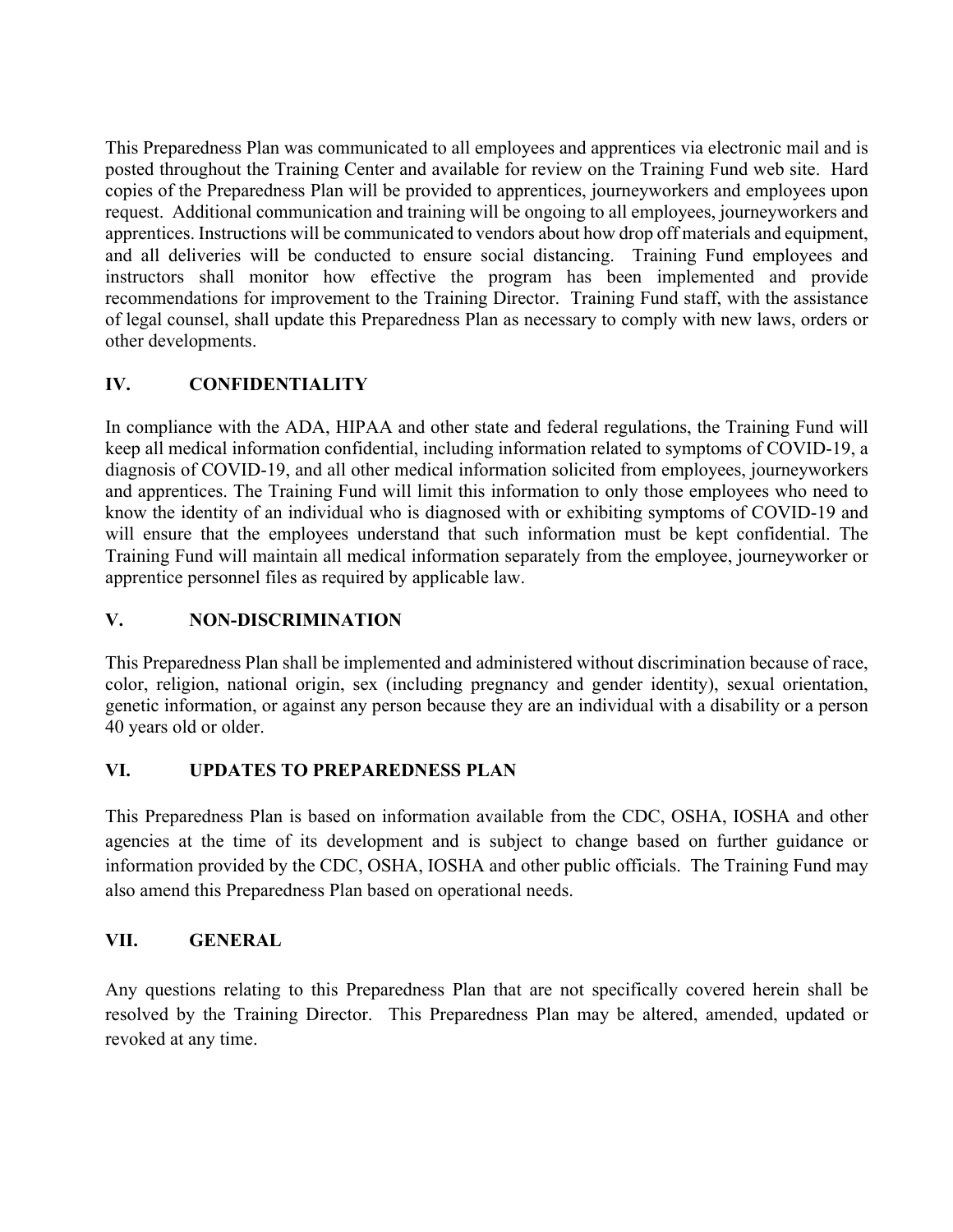This Preparedness Plan was communicated to all employees and apprentices via electronic mail and is posted throughout the Training Center and available for review on the Training Fund web site. Hard copies of the Preparedness Plan will be provided to apprentices, journeyworkers and employees upon request. Additional communication and training will be ongoing to all employees, journeyworkers and apprentices. Instructions will be communicated to vendors about how drop off materials and equipment, and all deliveries will be conducted to ensure social distancing. Training Fund employees and instructors shall monitor how effective the program has been implemented and provide recommendations for improvement to the Training Director. Training Fund staff, with the assistance of legal counsel, shall update this Preparedness Plan as necessary to comply with new laws, orders or other developments.

## IV. CONFIDENTIALITY

In compliance with the ADA, HIPAA and other state and federal regulations, the Training Fund will keep all medical information confidential, including information related to symptoms of COVID-19, a diagnosis of COVID-19, and all other medical information solicited from employees, journeyworkers and apprentices. The Training Fund will limit this information to only those employees who need to know the identity of an individual who is diagnosed with or exhibiting symptoms of COVID-19 and will ensure that the employees understand that such information must be kept confidential. The Training Fund will maintain all medical information separately from the employee, journeyworker or apprentice personnel files as required by applicable law.

## V. NON-DISCRIMINATION

This Preparedness Plan shall be implemented and administered without discrimination because of race, color, religion, national origin, sex (including pregnancy and gender identity), sexual orientation, genetic information, or against any person because they are an individual with a disability or a person 40 years old or older.

## VI. UPDATES TO PREPAREDNESS PLAN

This Preparedness Plan is based on information available from the CDC, OSHA, IOSHA and other agencies at the time of its development and is subject to change based on further guidance or information provided by the CDC, OSHA, IOSHA and other public officials. The Training Fund may also amend this Preparedness Plan based on operational needs.

## VII. GENERAL

Any questions relating to this Preparedness Plan that are not specifically covered herein shall be resolved by the Training Director. This Preparedness Plan may be altered, amended, updated or revoked at any time.